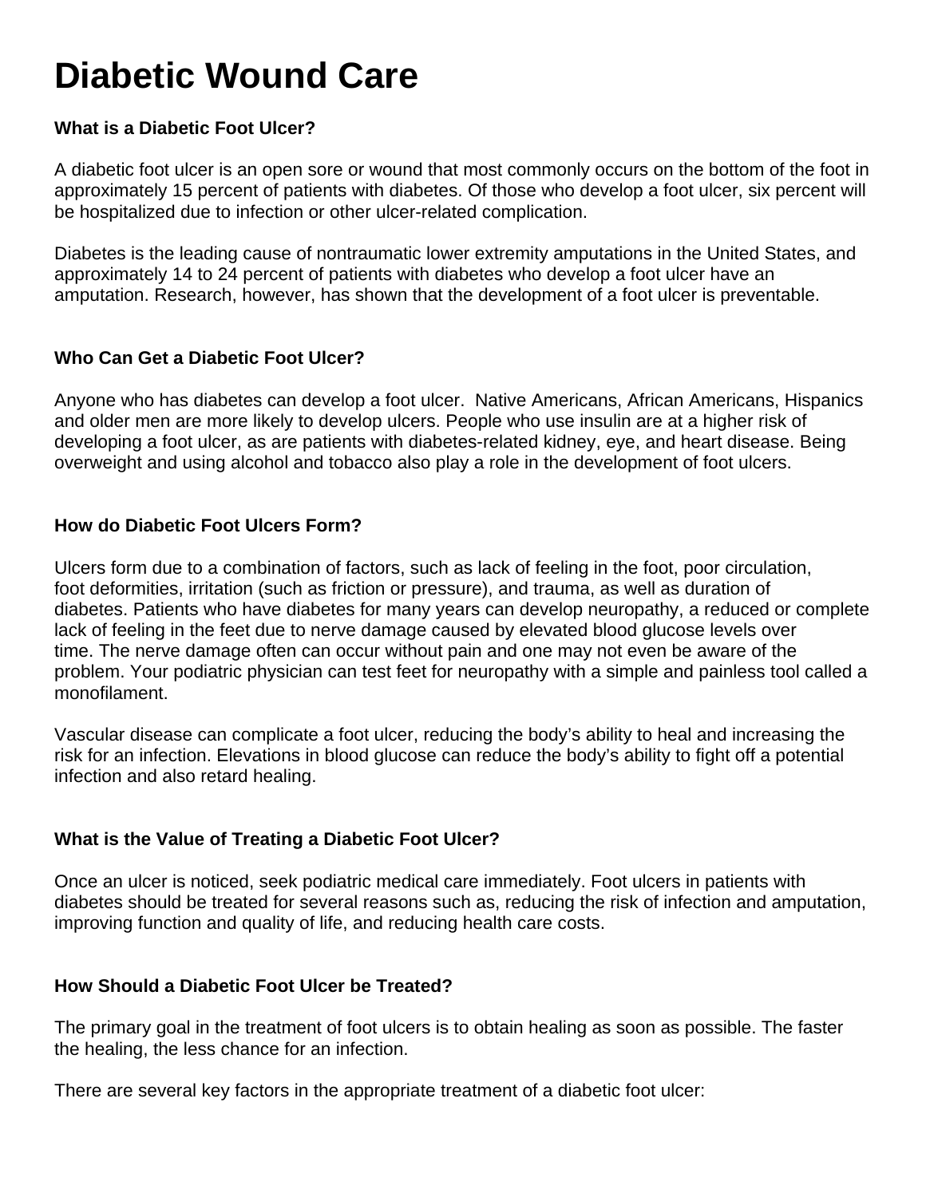# Diabetic Wound Care

**What is a Diabetic Foot Ulcer?**

A diabetic foot ulcer is an open sore or wound that most commonly occurs on the bottom of the foot in approximately 15 percent of patients with diabetes. Of those who develop a foot ulcer, six percent will be hospitalized due to infection or other ulcer-related complication.

Diabetes is the leading cause of nontraumatic lower extremity amputations in the United States, and approximately 14 to 24 percent of patients with diabetes who develop a foot ulcer have an amputation. Research, however, has shown that the development of a foot ulcer is preventable.

**Who Can Get a Diabetic Foot Ulcer?**

Anyone who has diabetes can develop a foot ulcer. Native Americans, African Americans, Hispanics and older men are more likely to develop ulcers. People who use insulin are at a higher risk of developing a foot ulcer, as are patients with diabetes-related kidney, eye, and heart disease. Being overweight and using alcohol and tobacco also play a role in the development of foot ulcers.

**How do Diabetic Foot Ulcers Form?**

Ulcers form due to a combination of factors, such as lack of feeling in the foot, poor circulation, foot deformities, irritation (such as friction or pressure), and trauma, as well as duration of diabetes. Patients who have diabetes for many years can develop neuropathy, a reduced or complete lack of feeling in the feet due to nerve damage caused by elevated blood glucose levels over time. The nerve damage often can occur without pain and one may not even be aware of the problem. Your podiatric physician can test feet for neuropathy with a simple and painless tool called a monofilament.

Vascular disease can complicate a foot ulcer, reducing the body's ability to heal and increasing the risk for an infection. Elevations in blood glucose can reduce the body's ability to fight off a potential infection and also retard healing.

**What is the Value of Treating a Diabetic Foot Ulcer?**

Once an ulcer is noticed, seek podiatric medical care immediately. Foot ulcers in patients with diabetes should be treated for several reasons such as, reducing the risk of infection and amputation, improving function and quality of life, and reducing health care costs.

**How Should a Diabetic Foot Ulcer be Treated?**

The primary goal in the treatment of foot ulcers is to obtain healing as soon as possible. The faster the healing, the less chance for an infection.

There are several key factors in the appropriate treatment of a diabetic foot ulcer: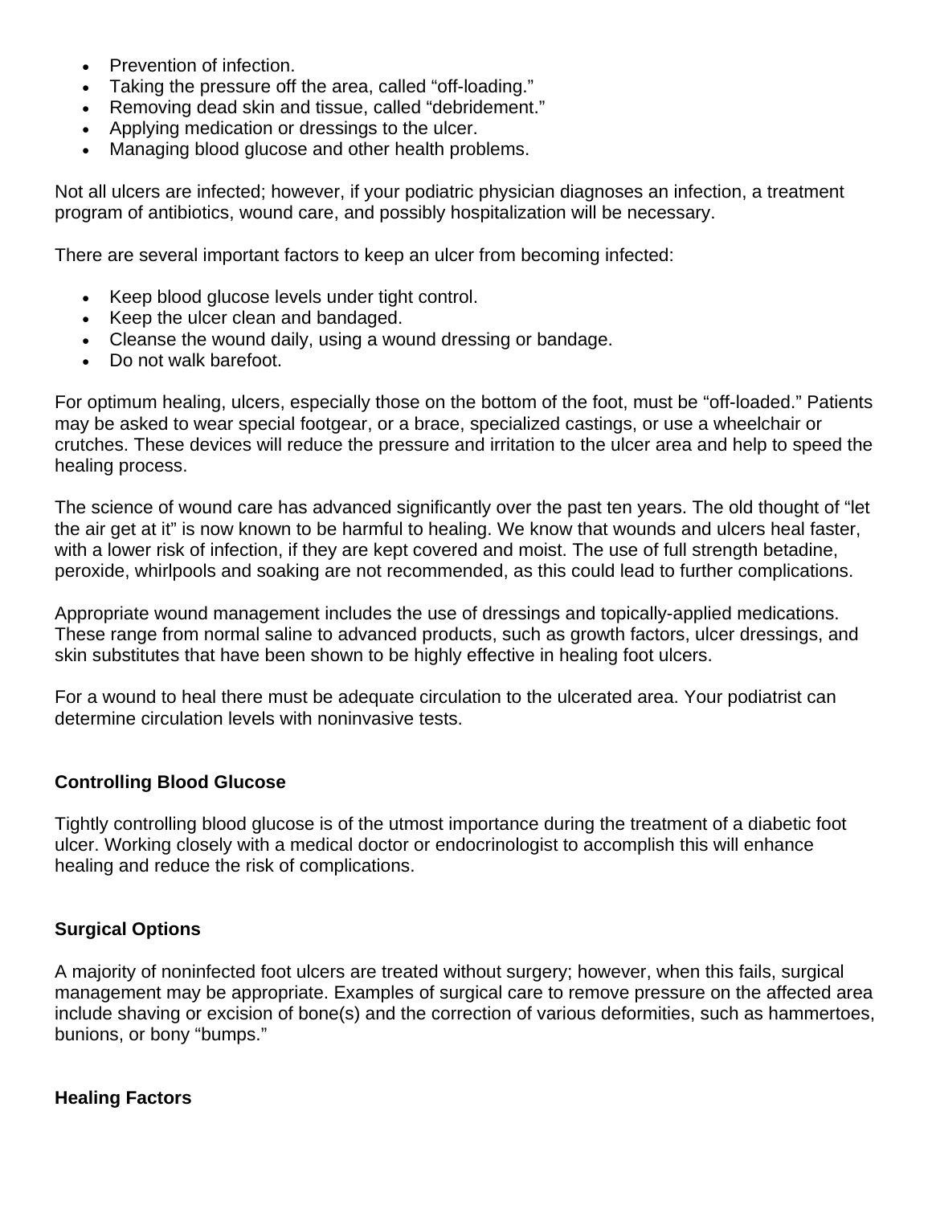- Prevention of infection.
- Taking the pressure off the area, called "off-loading."
- Removing dead skin and tissue, called "debridement."
- Applying medication or dressings to the ulcer.
- Managing blood glucose and other health problems.

Not all ulcers are infected; however, if your podiatric physician diagnoses an infection, a treatment program of antibiotics, wound care, and possibly hospitalization will be necessary.

There are several important factors to keep an ulcer from becoming infected:

- Keep blood glucose levels under tight control.
- Keep the ulcer clean and bandaged.
- Cleanse the wound daily, using a wound dressing or bandage.
- Do not walk barefoot.

For optimum healing, ulcers, especially those on the bottom of the foot, must be "off-loaded." Patients may be asked to wear special footgear, or a brace, specialized castings, or use a wheelchair or crutches. These devices will reduce the pressure and irritation to the ulcer area and help to speed the healing process.

The science of wound care has advanced significantly over the past ten years. The old thought of "let the air get at it" is now known to be harmful to healing. We know that wounds and ulcers heal faster, with a lower risk of infection, if they are kept covered and moist. The use of full strength betadine, peroxide, whirlpools and soaking are not recommended, as this could lead to further complications.

Appropriate wound management includes the use of dressings and topically-applied medications. These range from normal saline to advanced products, such as growth factors, ulcer dressings, and skin substitutes that have been shown to be highly effective in healing foot ulcers.

For a wound to heal there must be adequate circulation to the ulcerated area. Your podiatrist can determine circulation levels with noninvasive tests.

**Controlling Blood Glucose**

Tightly controlling blood glucose is of the utmost importance during the treatment of a diabetic foot ulcer. Working closely with a medical doctor or endocrinologist to accomplish this will enhance healing and reduce the risk of complications.

**Surgical Options**

A majority of noninfected foot ulcers are treated without surgery; however, when this fails, surgical management may be appropriate. Examples of surgical care to remove pressure on the affected area include shaving or excision of bone(s) and the correction of various deformities, such as hammertoes, bunions, or bony "bumps."

**Healing Factors**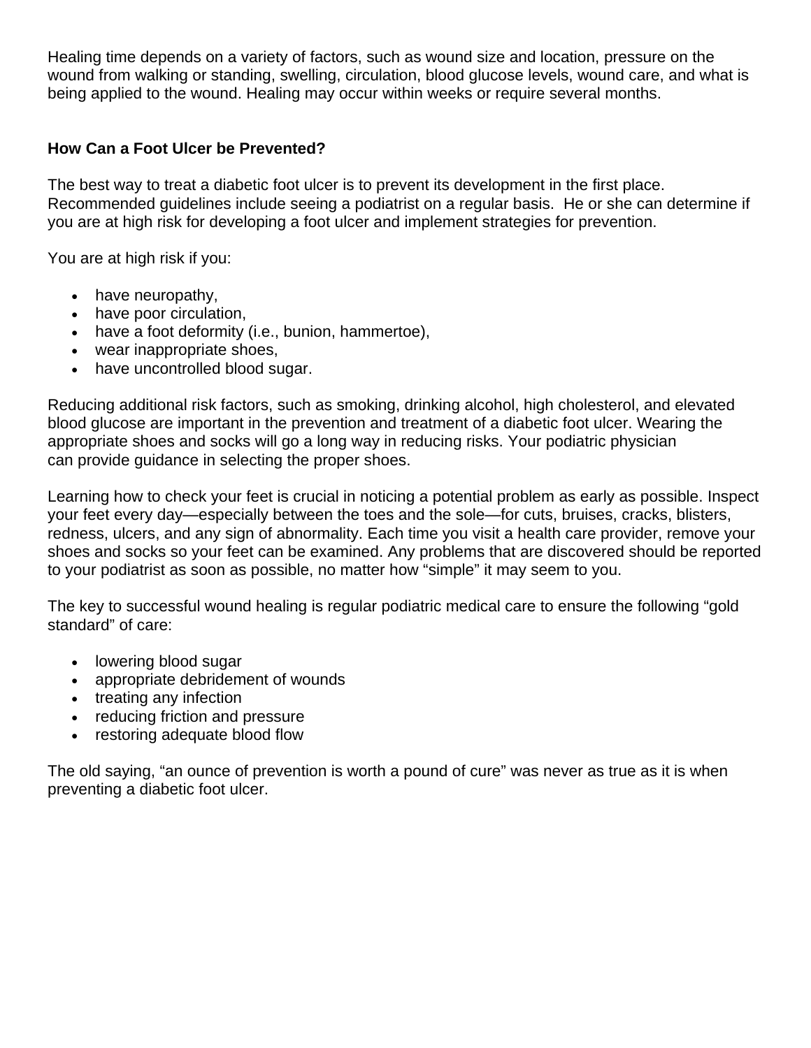Healing time depends on a variety of factors, such as wound size and location, pressure on the wound from walking or standing, swelling, circulation, blood glucose levels, wound care, and what is being applied to the wound. Healing may occur within weeks or require several months.

**How Can a Foot Ulcer be Prevented?**

The best way to treat a diabetic foot ulcer is to prevent its development in the first place. Recommended guidelines include seeing a podiatrist on a regular basis. He or she can determine if you are at high risk for developing a foot ulcer and implement strategies for prevention.

You are at high risk if you:

- have neuropathy,
- have poor circulation,
- have a foot deformity (i.e., bunion, hammertoe),
- wear inappropriate shoes,
- have uncontrolled blood sugar.

Reducing additional risk factors, such as smoking, drinking alcohol, high cholesterol, and elevated blood glucose are important in the prevention and treatment of a diabetic foot ulcer. Wearing the appropriate shoes and socks will go a long way in reducing risks. Your podiatric physician can provide guidance in selecting the proper shoes.

Learning how to check your feet is crucial in noticing a potential problem as early as possible. Inspect your feet every day—especially between the toes and the sole—for cuts, bruises, cracks, blisters, redness, ulcers, and any sign of abnormality. Each time you visit a health care provider, remove your shoes and socks so your feet can be examined. Any problems that are discovered should be reported to your podiatrist as soon as possible, no matter how "simple" it may seem to you.

The key to successful wound healing is regular podiatric medical care to ensure the following "gold standard" of care:

- lowering blood sugar
- appropriate debridement of wounds
- treating any infection
- reducing friction and pressure
- restoring adequate blood flow

The old saying, "an ounce of prevention is worth a pound of cure" was never as true as it is when preventing a diabetic foot ulcer.